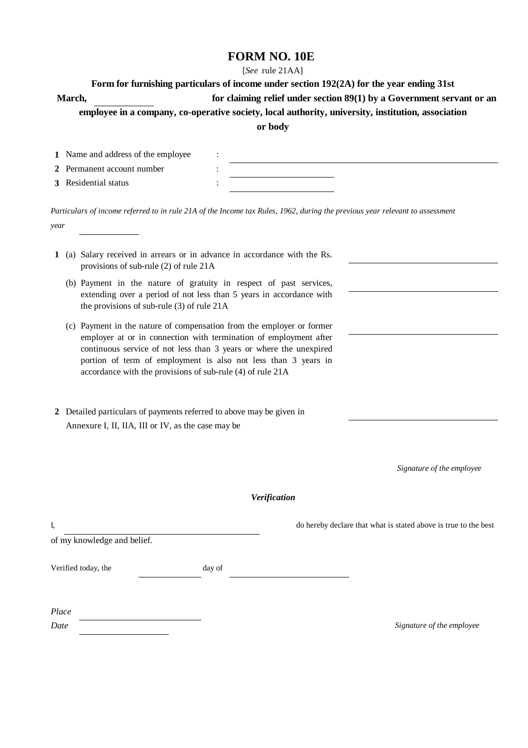# FORM NO. 10E

[*See* rule 21AA]

**Form for furnishing particulars of income under section 192(2A) for the year ending 31st March, \_\_\_\_\_\_\_\_\_\_ for claiming relief under section 89(1) by a Government servant or an employee in a company, co-operative society, local authority, university, institution, association or body**

**1** Name and address of the employee : \_\_\_\_\_\_\_\_\_\_\_\_\_\_\_\_\_\_\_\_\_\_\_\_\_\_\_\_\_\_\_\_\_\_\_\_\_\_\_\_

**2** Permanent account number : \_\_\_\_\_\_\_\_\_\_\_\_\_\_\_\_\_\_\_\_

**3** Residential status : \_\_\_\_\_\_\_\_\_\_\_\_\_\_\_\_\_\_\_\_

*Particulars of income referred to in rule 21A of the Income tax Rules, 1962, during the previous year relevant to assessment year* \_\_\_\_\_\_\_\_\_\_

**1** (a) Salary received in arrears or in advance in accordance with the provisions of sub-rule (2) of rule 21A Rs. \_\_\_\_\_\_\_\_\_\_\_\_\_\_\_\_\_\_\_\_

(b) Payment in the nature of gratuity in respect of past services, extending over a period of not less than 5 years in accordance with the provisions of sub-rule (3) of rule 21A \_\_\_\_\_\_\_\_\_\_\_\_\_\_\_\_\_\_\_\_

(c) Payment in the nature of compensation from the employer or former employer at or in connection with termination of employment after continuous service of not less than 3 years or where the unexpired portion of term of employment is also not less than 3 years in accordance with the provisions of sub-rule (4) of rule 21A \_\_\_\_\_\_\_\_\_\_\_\_\_\_\_\_\_\_\_\_

**2** Detailed particulars of payments referred to above may be given in Annexure I, II, IIA, III or IV, as the case may be \_\_\_\_\_\_\_\_\_\_\_\_\_\_\_\_\_\_\_\_

*Signature of the employee*

***Verification***

I, \_\_\_\_\_\_\_\_\_\_\_\_\_\_\_\_\_\_\_\_\_\_\_\_\_\_\_\_\_\_ do hereby declare that what is stated above is true to the best of my knowledge and belief.

Verified today, the \_\_\_\_\_\_\_\_\_\_ day of \_\_\_\_\_\_\_\_\_\_\_\_\_\_\_\_\_\_\_\_

*Place* \_\_\_\_\_\_\_\_\_\_\_\_\_\_\_\_\_\_\_\_

*Date* \_\_\_\_\_\_\_\_\_\_\_\_\_\_\_\_

*Signature of the employee*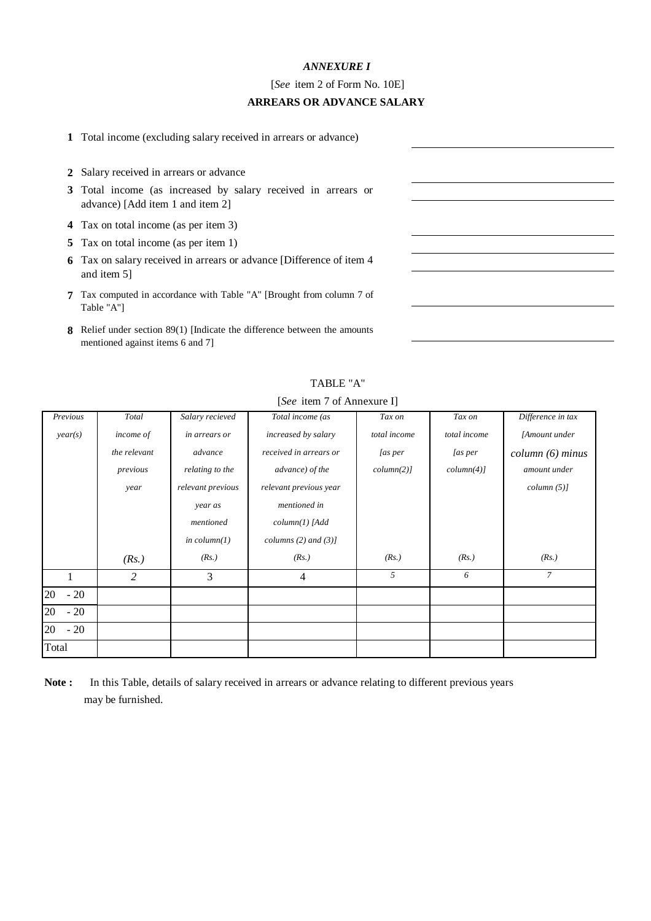*ANNEXURE I*

[*See* item 2 of Form No. 10E]

**ARREARS OR ADVANCE SALARY**

**1** Total income (excluding salary received in arrears or advance)

**2** Salary received in arrears or advance

**3** Total income (as increased by salary received in arrears or advance) [Add item 1 and item 2]

**4** Tax on total income (as per item 3)

**5** Tax on total income (as per item 1)

**6** Tax on salary received in arrears or advance [Difference of item 4 and item 5]

**7** Tax computed in accordance with Table "A" [Brought from column 7 of Table "A"]

**8** Relief under section 89(1) [Indicate the difference between the amounts mentioned against items 6 and 7]

TABLE "A"

[*See* item 7 of Annexure I]

| *Previous year(s)* | *Total income of the relevant previous year (Rs.)* | *Salary recieved in arrears or advance relating to the relevant previous year as mentioned in column(1) (Rs.)* | *Total income (as increased by salary received in arrears or advance) of the relevant previous year mentioned in column(1) [Add columns (2) and (3)] (Rs.)* | *Tax on total income [as per column(2)] (Rs.)* | *Tax on total income [as per column(4)] (Rs.)* | *Difference in tax [Amount under column (6) minus amount under column (5)] (Rs.)* |
|---|---|---|---|---|---|---|
| 1 | 2 | 3 | 4 | 5 | 6 | 7 |
| 20 - 20 | | | | | | |
| 20 - 20 | | | | | | |
| 20 - 20 | | | | | | |
| Total | | | | | | |

**Note :** In this Table, details of salary received in arrears or advance relating to different previous years may be furnished.